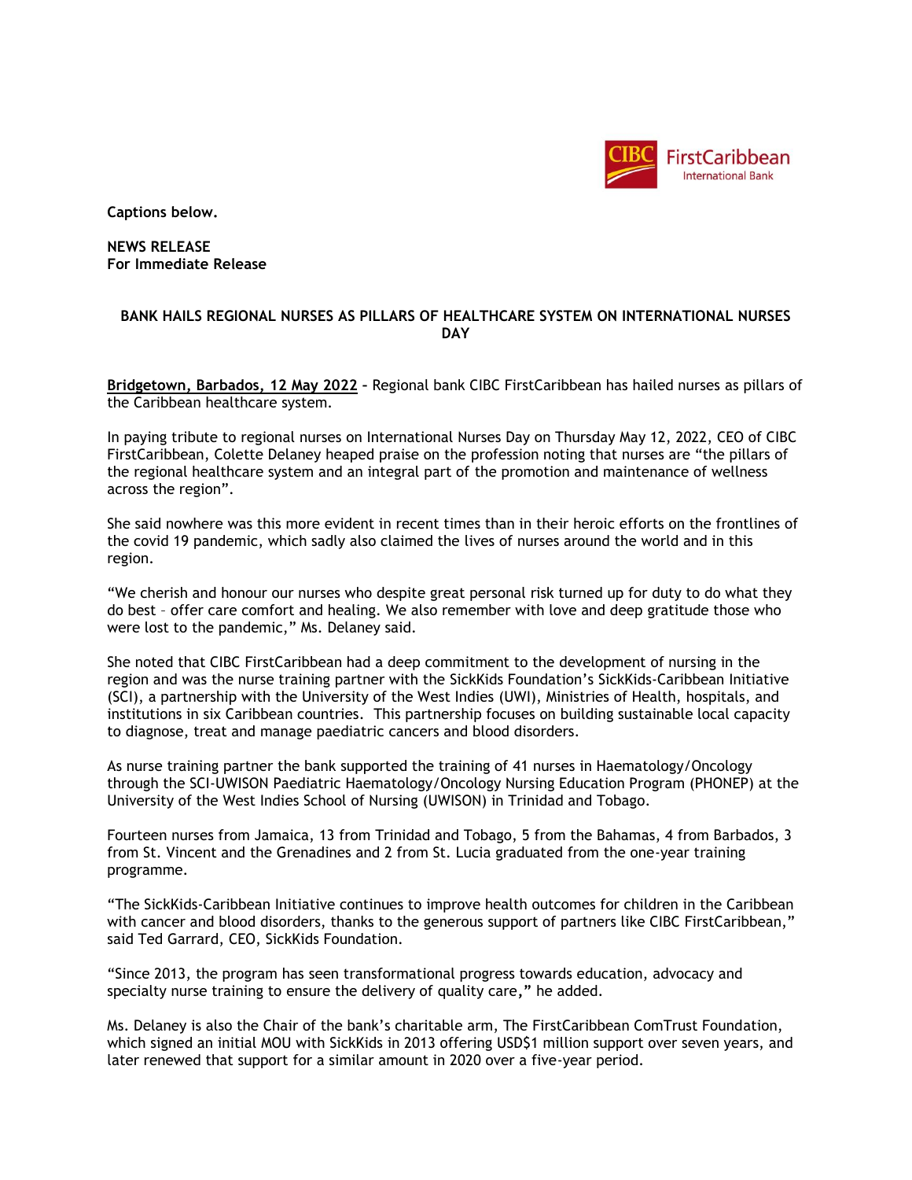Captions below.

**NEWS RELEASE**
**For Immediate Release**

## BANK HAILS REGIONAL NURSES AS PILLARS OF HEALTHCARE SYSTEM ON INTERNATIONAL NURSES DAY

**Bridgetown, Barbados, 12 May 2022** – Regional bank CIBC FirstCaribbean has hailed nurses as pillars of the Caribbean healthcare system.

In paying tribute to regional nurses on International Nurses Day on Thursday May 12, 2022, CEO of CIBC FirstCaribbean, Colette Delaney heaped praise on the profession noting that nurses are "the pillars of the regional healthcare system and an integral part of the promotion and maintenance of wellness across the region".

She said nowhere was this more evident in recent times than in their heroic efforts on the frontlines of the covid 19 pandemic, which sadly also claimed the lives of nurses around the world and in this region.

"We cherish and honour our nurses who despite great personal risk turned up for duty to do what they do best – offer care comfort and healing. We also remember with love and deep gratitude those who were lost to the pandemic," Ms. Delaney said.

She noted that CIBC FirstCaribbean had a deep commitment to the development of nursing in the region and was the nurse training partner with the SickKids Foundation's SickKids-Caribbean Initiative (SCI), a partnership with the University of the West Indies (UWI), Ministries of Health, hospitals, and institutions in six Caribbean countries. This partnership focuses on building sustainable local capacity to diagnose, treat and manage paediatric cancers and blood disorders.

As nurse training partner the bank supported the training of 41 nurses in Haematology/Oncology through the SCI-UWISON Paediatric Haematology/Oncology Nursing Education Program (PHONEP) at the University of the West Indies School of Nursing (UWISON) in Trinidad and Tobago.

Fourteen nurses from Jamaica, 13 from Trinidad and Tobago, 5 from the Bahamas, 4 from Barbados, 3 from St. Vincent and the Grenadines and 2 from St. Lucia graduated from the one-year training programme.

"The SickKids-Caribbean Initiative continues to improve health outcomes for children in the Caribbean with cancer and blood disorders, thanks to the generous support of partners like CIBC FirstCaribbean," said Ted Garrard, CEO, SickKids Foundation.

"Since 2013, the program has seen transformational progress towards education, advocacy and specialty nurse training to ensure the delivery of quality care," he added.

Ms. Delaney is also the Chair of the bank's charitable arm, The FirstCaribbean ComTrust Foundation, which signed an initial MOU with SickKids in 2013 offering USD$1 million support over seven years, and later renewed that support for a similar amount in 2020 over a five-year period.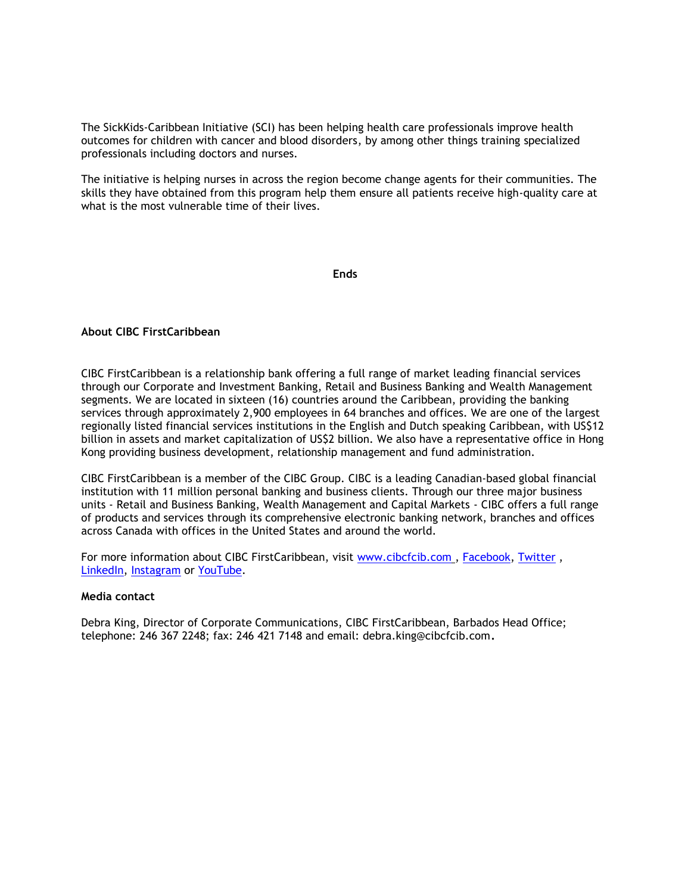The SickKids-Caribbean Initiative (SCI) has been helping health care professionals improve health outcomes for children with cancer and blood disorders, by among other things training specialized professionals including doctors and nurses.

The initiative is helping nurses in across the region become change agents for their communities. The skills they have obtained from this program help them ensure all patients receive high-quality care at what is the most vulnerable time of their lives.

**Ends**

**About CIBC FirstCaribbean**

CIBC FirstCaribbean is a relationship bank offering a full range of market leading financial services through our Corporate and Investment Banking, Retail and Business Banking and Wealth Management segments. We are located in sixteen (16) countries around the Caribbean, providing the banking services through approximately 2,900 employees in 64 branches and offices. We are one of the largest regionally listed financial services institutions in the English and Dutch speaking Caribbean, with US$12 billion in assets and market capitalization of US$2 billion. We also have a representative office in Hong Kong providing business development, relationship management and fund administration.

CIBC FirstCaribbean is a member of the CIBC Group. CIBC is a leading Canadian-based global financial institution with 11 million personal banking and business clients. Through our three major business units - Retail and Business Banking, Wealth Management and Capital Markets - CIBC offers a full range of products and services through its comprehensive electronic banking network, branches and offices across Canada with offices in the United States and around the world.

For more information about CIBC FirstCaribbean, visit www.cibcfcib.com , Facebook, Twitter , LinkedIn, Instagram or YouTube.

**Media contact**

Debra King, Director of Corporate Communications, CIBC FirstCaribbean, Barbados Head Office; telephone: 246 367 2248; fax: 246 421 7148 and email: debra.king@cibcfcib.com.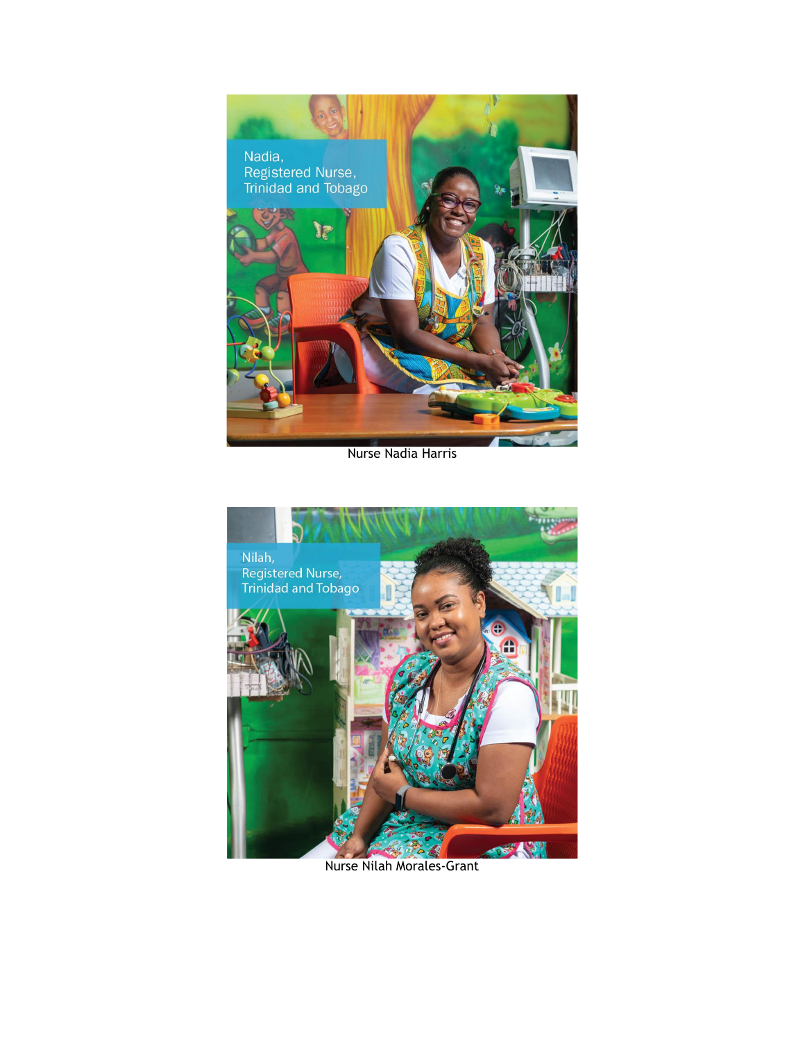Nadia,
Registered Nurse,
Trinidad and Tobago

Nurse Nadia Harris

Nilah,
Registered Nurse,
Trinidad and Tobago

Nurse Nilah Morales-Grant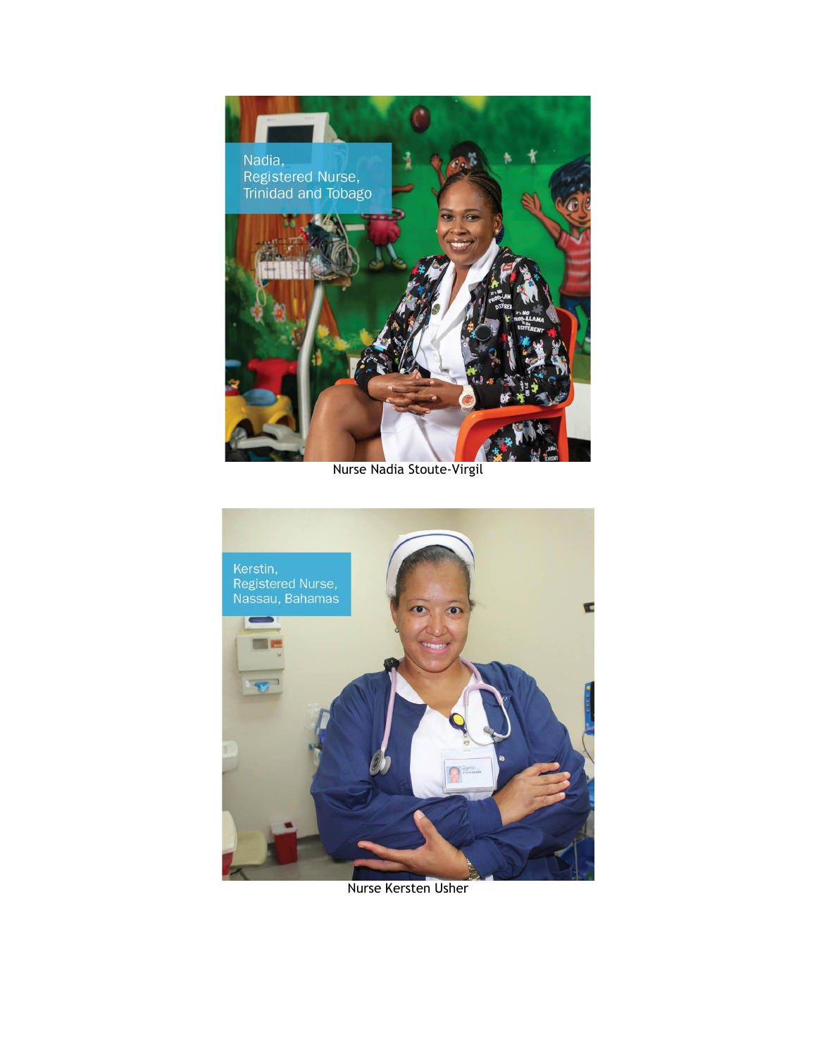Nurse Nadia Stoute-Virgil

Nurse Kersten Usher